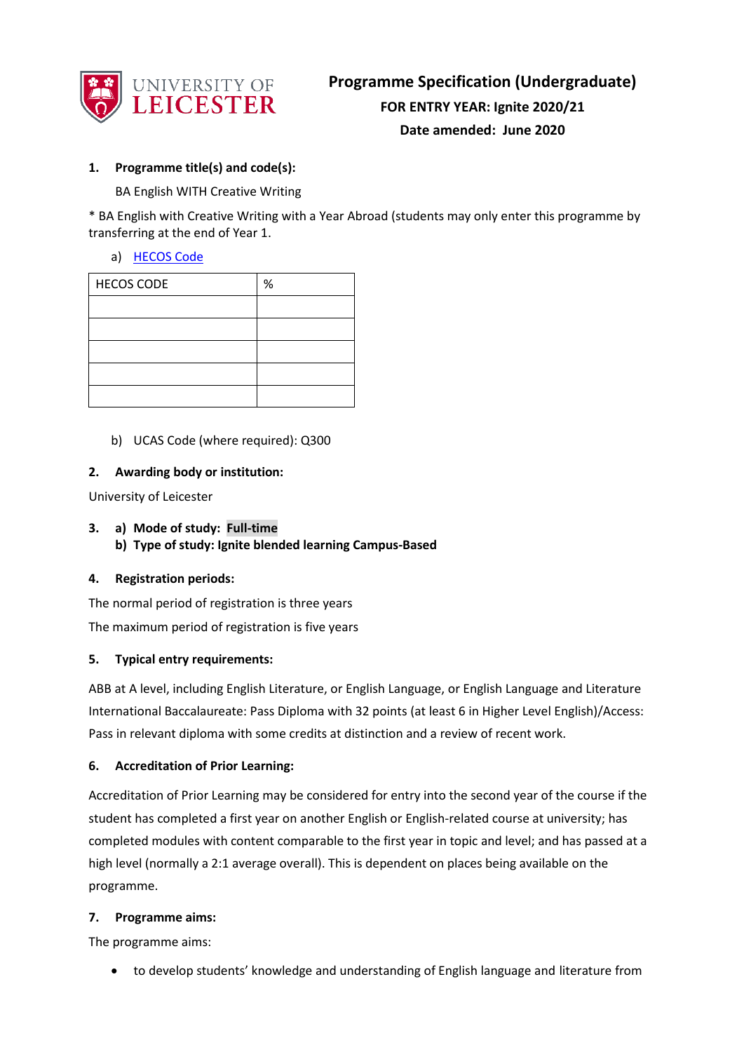# Programme Specification (Undergraduate)

**FOR ENTRY YEAR: Ignite 2020/21**

**Date amended: June 2020**

## 1. Programme title(s) and code(s):

BA English WITH Creative Writing

* BA English with Creative Writing with a Year Abroad (students may only enter this programme by transferring at the end of Year 1.

a) [HECOS Code]()

| HECOS CODE | % |
|---|---|
| | |
| | |
| | |
| | |
| | |

b) UCAS Code (where required): Q300

## 2. Awarding body or institution:

University of Leicester

## 3. a) Mode of study: Full-time
**b) Type of study: Ignite blended learning Campus-Based**

## 4. Registration periods:

The normal period of registration is three years

The maximum period of registration is five years

## 5. Typical entry requirements:

ABB at A level, including English Literature, or English Language, or English Language and Literature International Baccalaureate: Pass Diploma with 32 points (at least 6 in Higher Level English)/Access: Pass in relevant diploma with some credits at distinction and a review of recent work.

## 6. Accreditation of Prior Learning:

Accreditation of Prior Learning may be considered for entry into the second year of the course if the student has completed a first year on another English or English-related course at university; has completed modules with content comparable to the first year in topic and level; and has passed at a high level (normally a 2:1 average overall). This is dependent on places being available on the programme.

## 7. Programme aims:

The programme aims:

- to develop students' knowledge and understanding of English language and literature from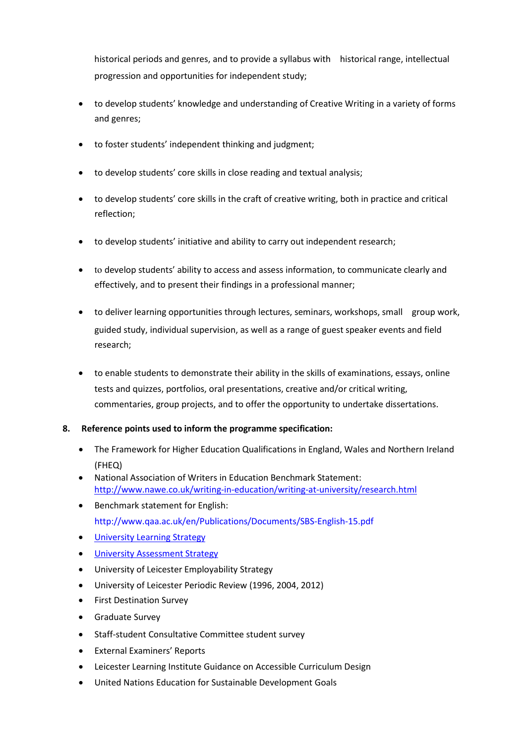historical periods and genres, and to provide a syllabus with historical range, intellectual progression and opportunities for independent study;

- to develop students' knowledge and understanding of Creative Writing in a variety of forms and genres;
- to foster students' independent thinking and judgment;
- to develop students' core skills in close reading and textual analysis;
- to develop students' core skills in the craft of creative writing, both in practice and critical reflection;
- to develop students' initiative and ability to carry out independent research;
- to develop students' ability to access and assess information, to communicate clearly and effectively, and to present their findings in a professional manner;
- to deliver learning opportunities through lectures, seminars, workshops, small group work, guided study, individual supervision, as well as a range of guest speaker events and field research;
- to enable students to demonstrate their ability in the skills of examinations, essays, online tests and quizzes, portfolios, oral presentations, creative and/or critical writing, commentaries, group projects, and to offer the opportunity to undertake dissertations.

**8. Reference points used to inform the programme specification:**

- The Framework for Higher Education Qualifications in England, Wales and Northern Ireland (FHEQ)
- National Association of Writers in Education Benchmark Statement: http://www.nawe.co.uk/writing-in-education/writing-at-university/research.html
- Benchmark statement for English: http://www.qaa.ac.uk/en/Publications/Documents/SBS-English-15.pdf
- University Learning Strategy
- University Assessment Strategy
- University of Leicester Employability Strategy
- University of Leicester Periodic Review (1996, 2004, 2012)
- First Destination Survey
- Graduate Survey
- Staff-student Consultative Committee student survey
- External Examiners' Reports
- Leicester Learning Institute Guidance on Accessible Curriculum Design
- United Nations Education for Sustainable Development Goals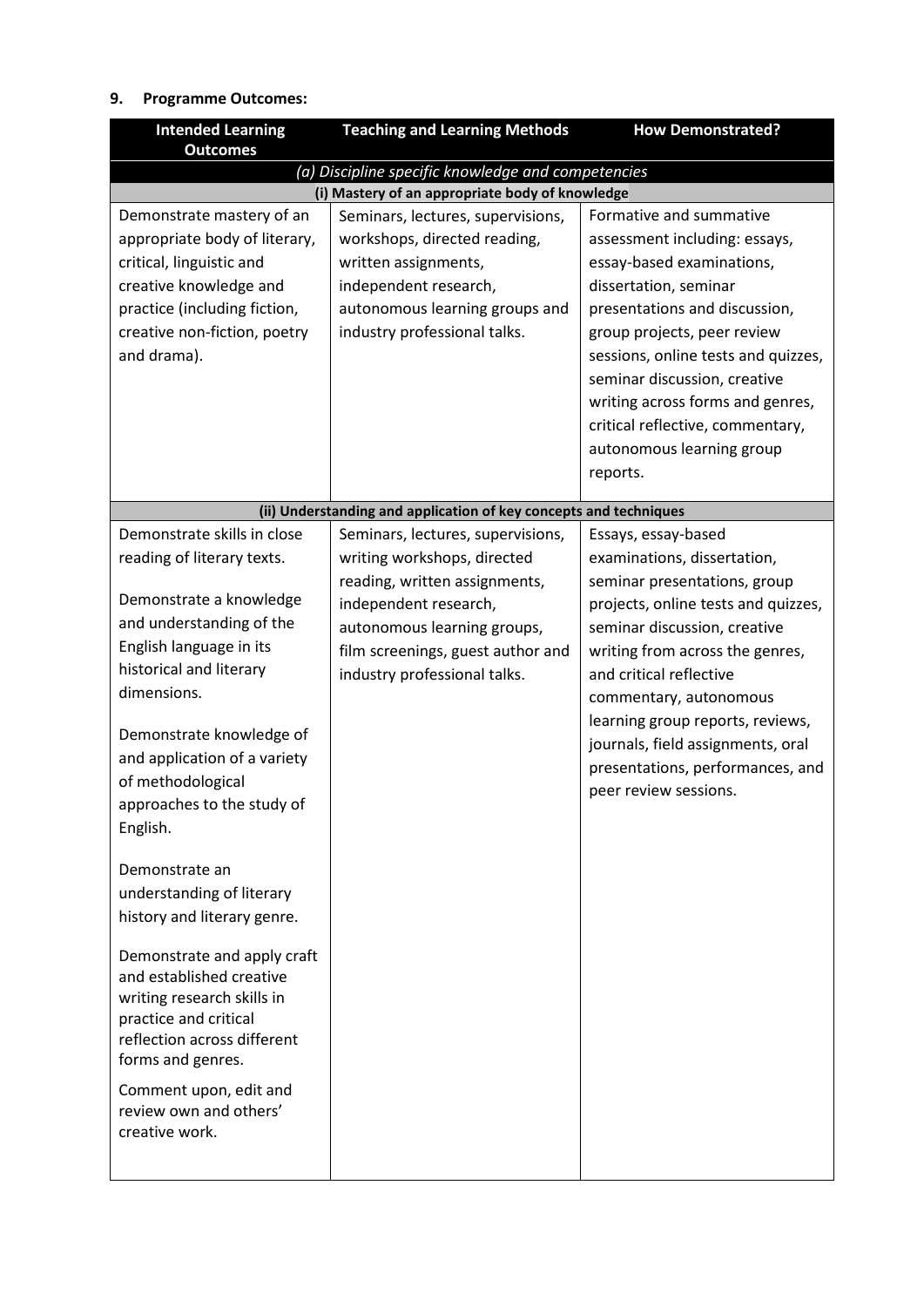## 9. Programme Outcomes:

| Intended Learning Outcomes | Teaching and Learning Methods | How Demonstrated? |
|---|---|---|
| *(a) Discipline specific knowledge and competencies* | | |
| **(i) Mastery of an appropriate body of knowledge** | | |
| Demonstrate mastery of an appropriate body of literary, critical, linguistic and creative knowledge and practice (including fiction, creative non-fiction, poetry and drama). | Seminars, lectures, supervisions, workshops, directed reading, written assignments, independent research, autonomous learning groups and industry professional talks. | Formative and summative assessment including: essays, essay-based examinations, dissertation, seminar presentations and discussion, group projects, peer review sessions, online tests and quizzes, seminar discussion, creative writing across forms and genres, critical reflective, commentary, autonomous learning group reports. |
| **(ii) Understanding and application of key concepts and techniques** | | |
| Demonstrate skills in close reading of literary texts.<br><br>Demonstrate a knowledge and understanding of the English language in its historical and literary dimensions.<br><br>Demonstrate knowledge of and application of a variety of methodological approaches to the study of English.<br><br>Demonstrate an understanding of literary history and literary genre.<br><br>Demonstrate and apply craft and established creative writing research skills in practice and critical reflection across different forms and genres.<br><br>Comment upon, edit and review own and others' creative work. | Seminars, lectures, supervisions, writing workshops, directed reading, written assignments, independent research, autonomous learning groups, film screenings, guest author and industry professional talks. | Essays, essay-based examinations, dissertation, seminar presentations, group projects, online tests and quizzes, seminar discussion, creative writing from across the genres, and critical reflective commentary, autonomous learning group reports, reviews, journals, field assignments, oral presentations, performances, and peer review sessions. |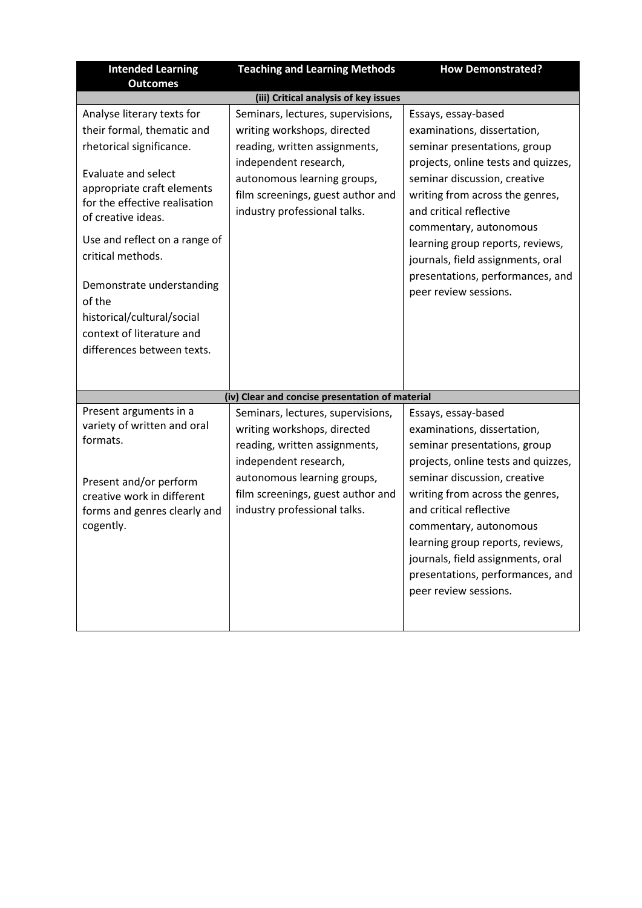| Intended Learning Outcomes | Teaching and Learning Methods | How Demonstrated? |
|---|---|---|
| **(iii) Critical analysis of key issues** | | |
| Analyse literary texts for their formal, thematic and rhetorical significance.<br><br>Evaluate and select appropriate craft elements for the effective realisation of creative ideas.<br><br>Use and reflect on a range of critical methods.<br><br>Demonstrate understanding of the historical/cultural/social context of literature and differences between texts. | Seminars, lectures, supervisions, writing workshops, directed reading, written assignments, independent research, autonomous learning groups, film screenings, guest author and industry professional talks. | Essays, essay-based examinations, dissertation, seminar presentations, group projects, online tests and quizzes, seminar discussion, creative writing from across the genres, and critical reflective commentary, autonomous learning group reports, reviews, journals, field assignments, oral presentations, performances, and peer review sessions. |
| **(iv) Clear and concise presentation of material** | | |
| Present arguments in a variety of written and oral formats.<br><br>Present and/or perform creative work in different forms and genres clearly and cogently. | Seminars, lectures, supervisions, writing workshops, directed reading, written assignments, independent research, autonomous learning groups, film screenings, guest author and industry professional talks. | Essays, essay-based examinations, dissertation, seminar presentations, group projects, online tests and quizzes, seminar discussion, creative writing from across the genres, and critical reflective commentary, autonomous learning group reports, reviews, journals, field assignments, oral presentations, performances, and peer review sessions. |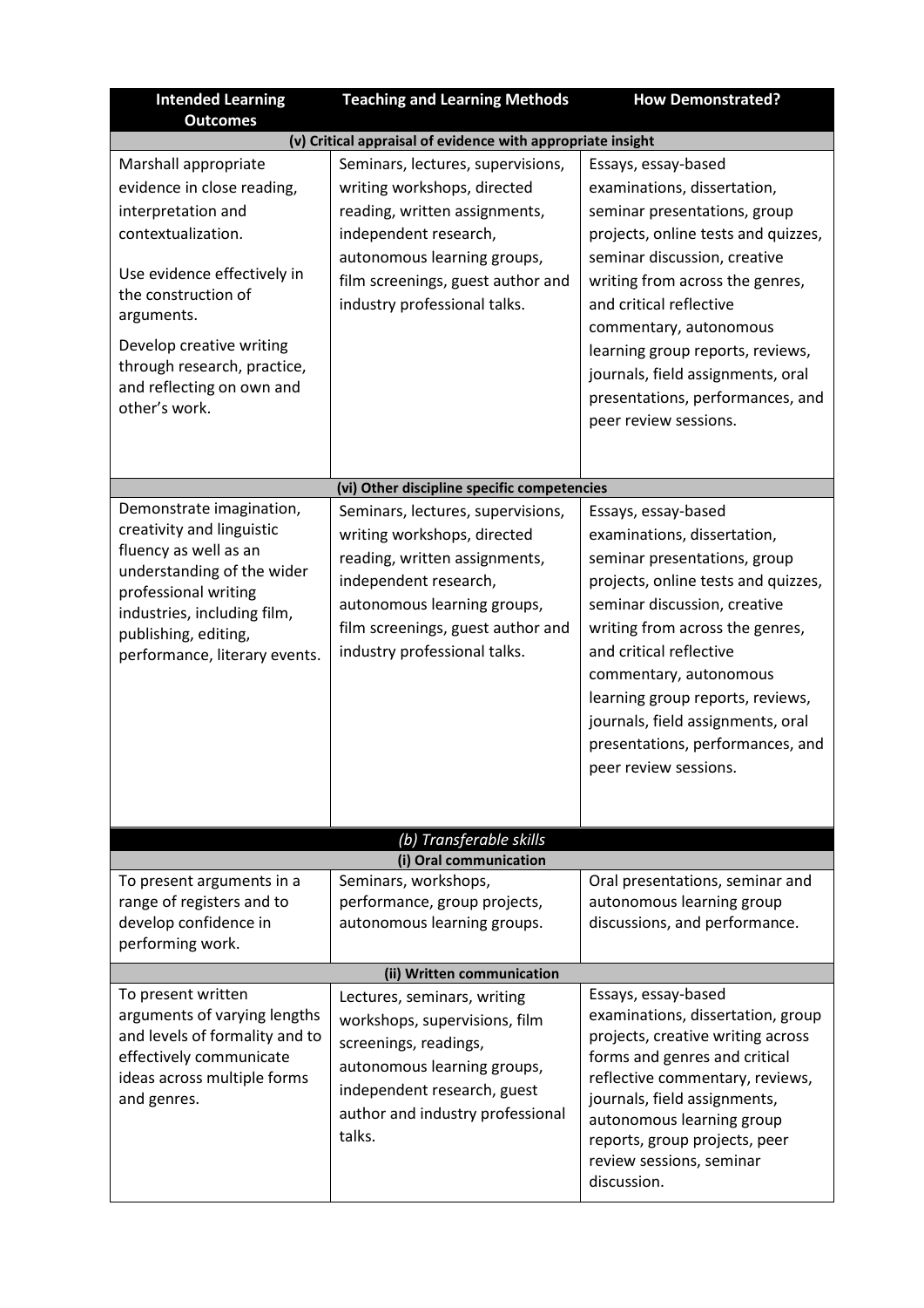| Intended Learning Outcomes | Teaching and Learning Methods | How Demonstrated? |
| --- | --- | --- |
| **(v) Critical appraisal of evidence with appropriate insight** | | |
| Marshall appropriate evidence in close reading, interpretation and contextualization.<br><br>Use evidence effectively in the construction of arguments.<br><br>Develop creative writing through research, practice, and reflecting on own and other's work. | Seminars, lectures, supervisions, writing workshops, directed reading, written assignments, independent research, autonomous learning groups, film screenings, guest author and industry professional talks. | Essays, essay-based examinations, dissertation, seminar presentations, group projects, online tests and quizzes, seminar discussion, creative writing from across the genres, and critical reflective commentary, autonomous learning group reports, reviews, journals, field assignments, oral presentations, performances, and peer review sessions. |
| **(vi) Other discipline specific competencies** | | |
| Demonstrate imagination, creativity and linguistic fluency as well as an understanding of the wider professional writing industries, including film, publishing, editing, performance, literary events. | Seminars, lectures, supervisions, writing workshops, directed reading, written assignments, independent research, autonomous learning groups, film screenings, guest author and industry professional talks. | Essays, essay-based examinations, dissertation, seminar presentations, group projects, online tests and quizzes, seminar discussion, creative writing from across the genres, and critical reflective commentary, autonomous learning group reports, reviews, journals, field assignments, oral presentations, performances, and peer review sessions. |
| ***(b) Transferable skills*** | | |
| **(i) Oral communication** | | |
| To present arguments in a range of registers and to develop confidence in performing work. | Seminars, workshops, performance, group projects, autonomous learning groups. | Oral presentations, seminar and autonomous learning group discussions, and performance. |
| **(ii) Written communication** | | |
| To present written arguments of varying lengths and levels of formality and to effectively communicate ideas across multiple forms and genres. | Lectures, seminars, writing workshops, supervisions, film screenings, readings, autonomous learning groups, independent research, guest author and industry professional talks. | Essays, essay-based examinations, dissertation, group projects, creative writing across forms and genres and critical reflective commentary, reviews, journals, field assignments, autonomous learning group reports, group projects, peer review sessions, seminar discussion. |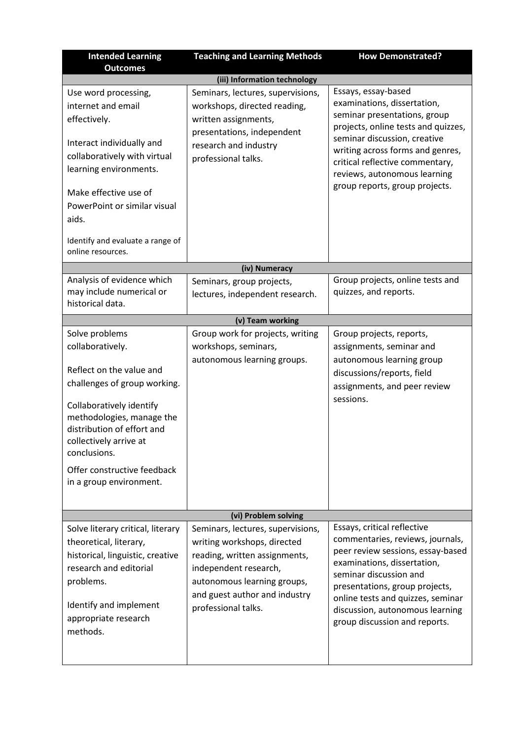| Intended Learning Outcomes | Teaching and Learning Methods | How Demonstrated? |
| --- | --- | --- |
| **(iii) Information technology** | | |
| Use word processing, internet and email effectively.<br><br>Interact individually and collaboratively with virtual learning environments.<br><br>Make effective use of PowerPoint or similar visual aids.<br><br>Identify and evaluate a range of online resources. | Seminars, lectures, supervisions, workshops, directed reading, written assignments, presentations, independent research and industry professional talks. | Essays, essay-based examinations, dissertation, seminar presentations, group projects, online tests and quizzes, seminar discussion, creative writing across forms and genres, critical reflective commentary, reviews, autonomous learning group reports, group projects. |
| **(iv) Numeracy** | | |
| Analysis of evidence which may include numerical or historical data. | Seminars, group projects, lectures, independent research. | Group projects, online tests and quizzes, and reports. |
| **(v) Team working** | | |
| Solve problems collaboratively.<br><br>Reflect on the value and challenges of group working.<br><br>Collaboratively identify methodologies, manage the distribution of effort and collectively arrive at conclusions.<br><br>Offer constructive feedback in a group environment. | Group work for projects, writing workshops, seminars, autonomous learning groups. | Group projects, reports, assignments, seminar and autonomous learning group discussions/reports, field assignments, and peer review sessions. |
| **(vi) Problem solving** | | |
| Solve literary critical, literary theoretical, literary, historical, linguistic, creative research and editorial problems.<br><br>Identify and implement appropriate research methods. | Seminars, lectures, supervisions, writing workshops, directed reading, written assignments, independent research, autonomous learning groups, and guest author and industry professional talks. | Essays, critical reflective commentaries, reviews, journals, peer review sessions, essay-based examinations, dissertation, seminar discussion and presentations, group projects, online tests and quizzes, seminar discussion, autonomous learning group discussion and reports. |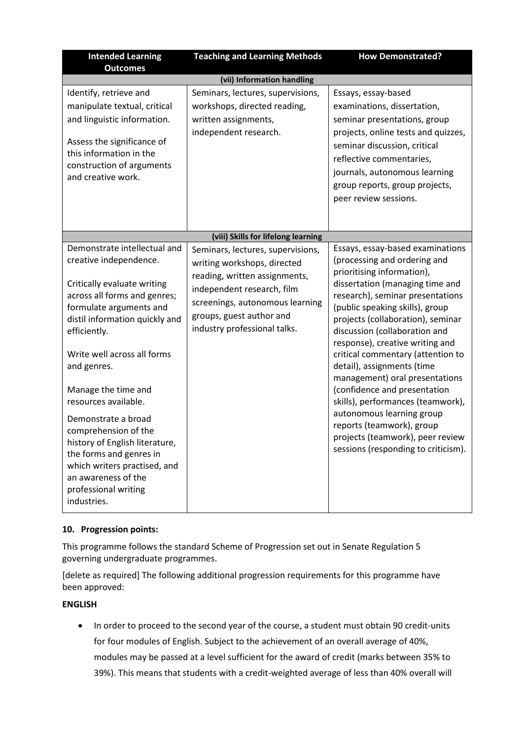| Intended Learning Outcomes | Teaching and Learning Methods | How Demonstrated? |
|---|---|---|
| **(vii) Information handling** | | |
| Identify, retrieve and manipulate textual, critical and linguistic information.<br><br>Assess the significance of this information in the construction of arguments and creative work. | Seminars, lectures, supervisions, workshops, directed reading, written assignments, independent research. | Essays, essay-based examinations, dissertation, seminar presentations, group projects, online tests and quizzes, seminar discussion, critical reflective commentaries, journals, autonomous learning group reports, group projects, peer review sessions. |
| **(viii) Skills for lifelong learning** | | |
| Demonstrate intellectual and creative independence.<br><br>Critically evaluate writing across all forms and genres; formulate arguments and distil information quickly and efficiently.<br><br>Write well across all forms and genres.<br><br>Manage the time and resources available.<br><br>Demonstrate a broad comprehension of the history of English literature, the forms and genres in which writers practised, and an awareness of the professional writing industries. | Seminars, lectures, supervisions, writing workshops, directed reading, written assignments, independent research, film screenings, autonomous learning groups, guest author and industry professional talks. | Essays, essay-based examinations (processing and ordering and prioritising information), dissertation (managing time and research), seminar presentations (public speaking skills), group projects (collaboration), seminar discussion (collaboration and response), creative writing and critical commentary (attention to detail), assignments (time management) oral presentations (confidence and presentation skills), performances (teamwork), autonomous learning group reports (teamwork), group projects (teamwork), peer review sessions (responding to criticism). |

### 10. Progression points:

This programme follows the standard Scheme of Progression set out in Senate Regulation 5 governing undergraduate programmes.

[delete as required] The following additional progression requirements for this programme have been approved:

**ENGLISH**

- In order to proceed to the second year of the course, a student must obtain 90 credit-units for four modules of English. Subject to the achievement of an overall average of 40%, modules may be passed at a level sufficient for the award of credit (marks between 35% to 39%). This means that students with a credit-weighted average of less than 40% overall will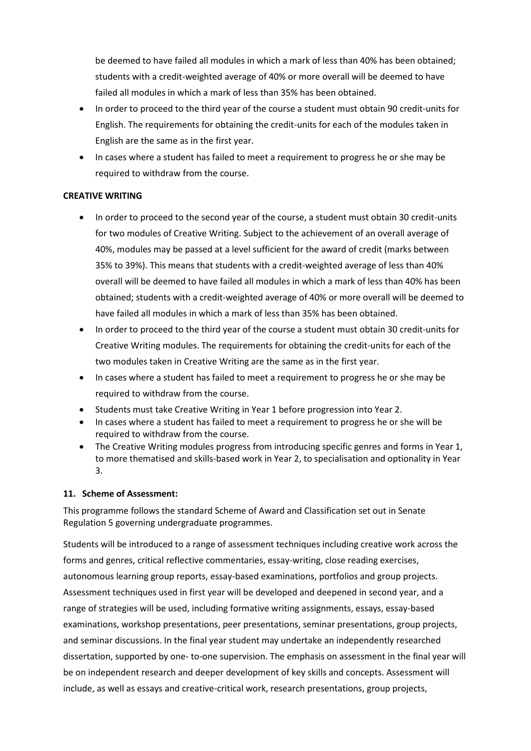be deemed to have failed all modules in which a mark of less than 40% has been obtained; students with a credit-weighted average of 40% or more overall will be deemed to have failed all modules in which a mark of less than 35% has been obtained.

- In order to proceed to the third year of the course a student must obtain 90 credit-units for English. The requirements for obtaining the credit-units for each of the modules taken in English are the same as in the first year.
- In cases where a student has failed to meet a requirement to progress he or she may be required to withdraw from the course.

**CREATIVE WRITING**

- In order to proceed to the second year of the course, a student must obtain 30 credit-units for two modules of Creative Writing. Subject to the achievement of an overall average of 40%, modules may be passed at a level sufficient for the award of credit (marks between 35% to 39%). This means that students with a credit-weighted average of less than 40% overall will be deemed to have failed all modules in which a mark of less than 40% has been obtained; students with a credit-weighted average of 40% or more overall will be deemed to have failed all modules in which a mark of less than 35% has been obtained.
- In order to proceed to the third year of the course a student must obtain 30 credit-units for Creative Writing modules. The requirements for obtaining the credit-units for each of the two modules taken in Creative Writing are the same as in the first year.
- In cases where a student has failed to meet a requirement to progress he or she may be required to withdraw from the course.
- Students must take Creative Writing in Year 1 before progression into Year 2.
- In cases where a student has failed to meet a requirement to progress he or she will be required to withdraw from the course.
- The Creative Writing modules progress from introducing specific genres and forms in Year 1, to more thematised and skills-based work in Year 2, to specialisation and optionality in Year 3.

**11. Scheme of Assessment:**

This programme follows the standard Scheme of Award and Classification set out in Senate Regulation 5 governing undergraduate programmes.

Students will be introduced to a range of assessment techniques including creative work across the forms and genres, critical reflective commentaries, essay-writing, close reading exercises, autonomous learning group reports, essay-based examinations, portfolios and group projects. Assessment techniques used in first year will be developed and deepened in second year, and a range of strategies will be used, including formative writing assignments, essays, essay-based examinations, workshop presentations, peer presentations, seminar presentations, group projects, and seminar discussions. In the final year student may undertake an independently researched dissertation, supported by one- to-one supervision. The emphasis on assessment in the final year will be on independent research and deeper development of key skills and concepts. Assessment will include, as well as essays and creative-critical work, research presentations, group projects,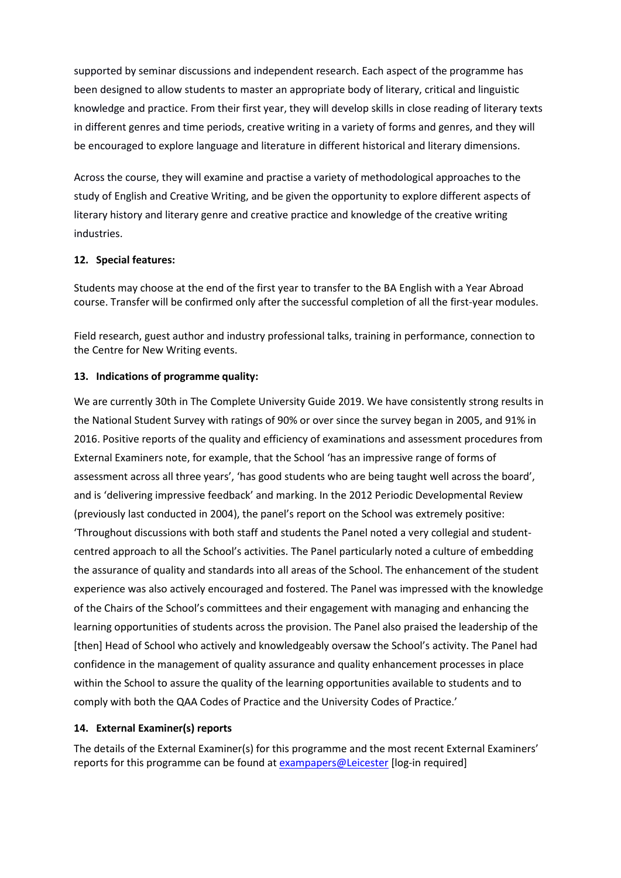supported by seminar discussions and independent research. Each aspect of the programme has been designed to allow students to master an appropriate body of literary, critical and linguistic knowledge and practice. From their first year, they will develop skills in close reading of literary texts in different genres and time periods, creative writing in a variety of forms and genres, and they will be encouraged to explore language and literature in different historical and literary dimensions.

Across the course, they will examine and practise a variety of methodological approaches to the study of English and Creative Writing, and be given the opportunity to explore different aspects of literary history and literary genre and creative practice and knowledge of the creative writing industries.

### 12. Special features:

Students may choose at the end of the first year to transfer to the BA English with a Year Abroad course. Transfer will be confirmed only after the successful completion of all the first-year modules.

Field research, guest author and industry professional talks, training in performance, connection to the Centre for New Writing events.

### 13. Indications of programme quality:

We are currently 30th in The Complete University Guide 2019. We have consistently strong results in the National Student Survey with ratings of 90% or over since the survey began in 2005, and 91% in 2016. Positive reports of the quality and efficiency of examinations and assessment procedures from External Examiners note, for example, that the School 'has an impressive range of forms of assessment across all three years', 'has good students who are being taught well across the board', and is 'delivering impressive feedback' and marking. In the 2012 Periodic Developmental Review (previously last conducted in 2004), the panel's report on the School was extremely positive: 'Throughout discussions with both staff and students the Panel noted a very collegial and student-centred approach to all the School's activities. The Panel particularly noted a culture of embedding the assurance of quality and standards into all areas of the School. The enhancement of the student experience was also actively encouraged and fostered. The Panel was impressed with the knowledge of the Chairs of the School's committees and their engagement with managing and enhancing the learning opportunities of students across the provision. The Panel also praised the leadership of the [then] Head of School who actively and knowledgeably oversaw the School's activity. The Panel had confidence in the management of quality assurance and quality enhancement processes in place within the School to assure the quality of the learning opportunities available to students and to comply with both the QAA Codes of Practice and the University Codes of Practice.'

### 14. External Examiner(s) reports

The details of the External Examiner(s) for this programme and the most recent External Examiners' reports for this programme can be found at exampapers@Leicester [log-in required]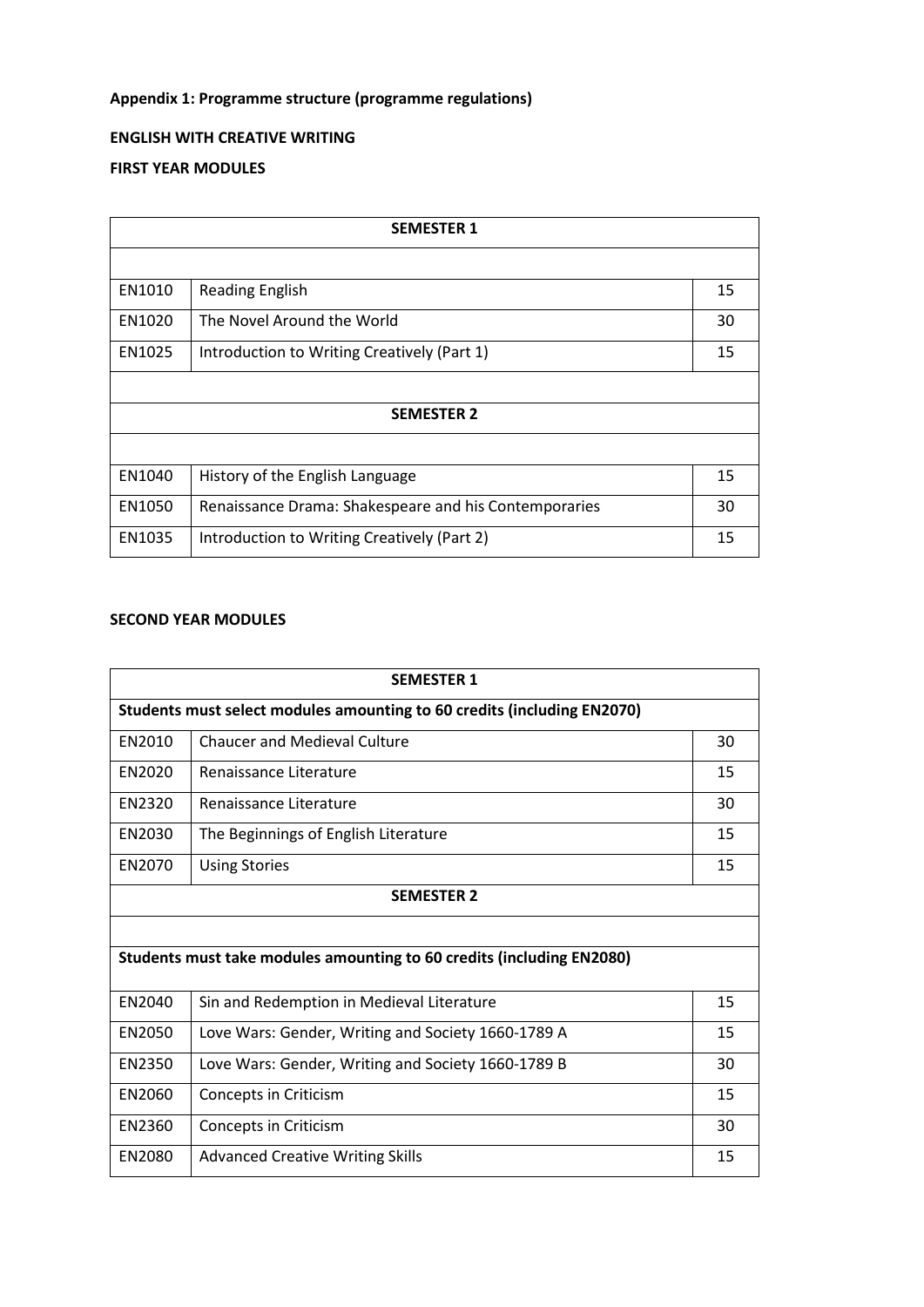**Appendix 1: Programme structure (programme regulations)**

**ENGLISH WITH CREATIVE WRITING**

**FIRST YEAR MODULES**

| SEMESTER 1 | | |
|---|---|---|
| | | |
| EN1010 | Reading English | 15 |
| EN1020 | The Novel Around the World | 30 |
| EN1025 | Introduction to Writing Creatively (Part 1) | 15 |
| | | |
| **SEMESTER 2** | | |
| | | |
| EN1040 | History of the English Language | 15 |
| EN1050 | Renaissance Drama: Shakespeare and his Contemporaries | 30 |
| EN1035 | Introduction to Writing Creatively (Part 2) | 15 |

**SECOND YEAR MODULES**

| SEMESTER 1 | | |
|---|---|---|
| **Students must select modules amounting to 60 credits (including EN2070)** | | |
| EN2010 | Chaucer and Medieval Culture | 30 |
| EN2020 | Renaissance Literature | 15 |
| EN2320 | Renaissance Literature | 30 |
| EN2030 | The Beginnings of English Literature | 15 |
| EN2070 | Using Stories | 15 |
| **SEMESTER 2** | | |
| | | |
| **Students must take modules amounting to 60 credits (including EN2080)** | | |
| EN2040 | Sin and Redemption in Medieval Literature | 15 |
| EN2050 | Love Wars: Gender, Writing and Society 1660-1789 A | 15 |
| EN2350 | Love Wars: Gender, Writing and Society 1660-1789 B | 30 |
| EN2060 | Concepts in Criticism | 15 |
| EN2360 | Concepts in Criticism | 30 |
| EN2080 | Advanced Creative Writing Skills | 15 |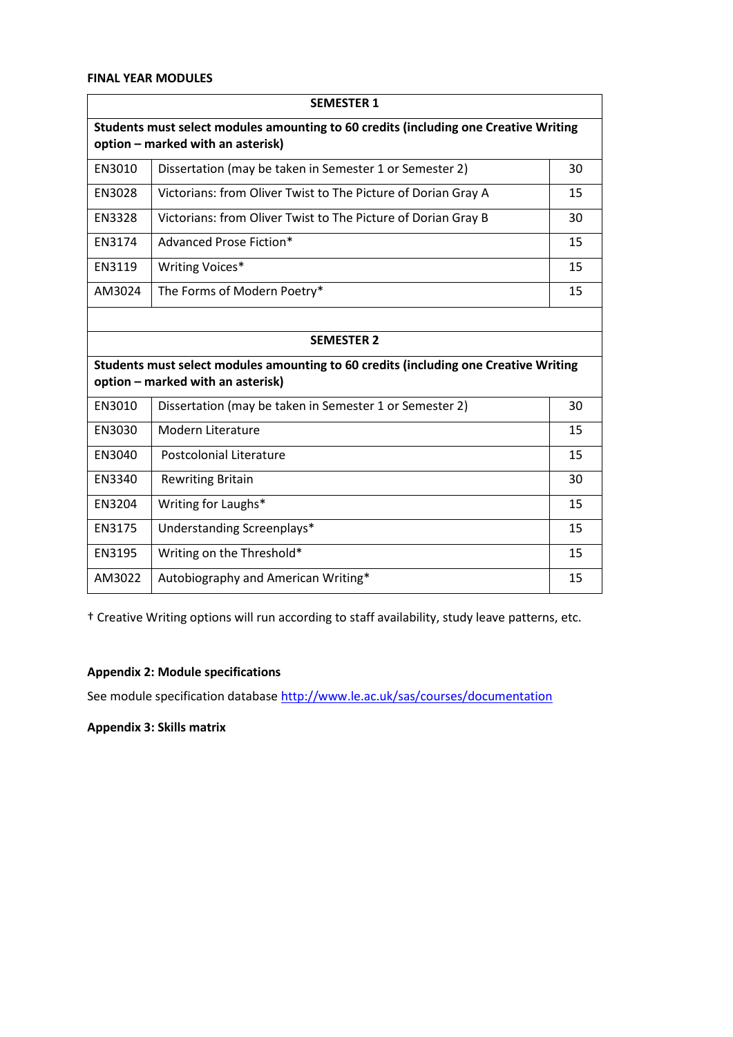**FINAL YEAR MODULES**

| | | |
|---|---|---|
| **SEMESTER 1** | | |
| **Students must select modules amounting to 60 credits (including one Creative Writing option – marked with an asterisk)** | | |
| EN3010 | Dissertation (may be taken in Semester 1 or Semester 2) | 30 |
| EN3028 | Victorians: from Oliver Twist to The Picture of Dorian Gray A | 15 |
| EN3328 | Victorians: from Oliver Twist to The Picture of Dorian Gray B | 30 |
| EN3174 | Advanced Prose Fiction* | 15 |
| EN3119 | Writing Voices* | 15 |
| AM3024 | The Forms of Modern Poetry* | 15 |
| | | |
| **SEMESTER 2** | | |
| **Students must select modules amounting to 60 credits (including one Creative Writing option – marked with an asterisk)** | | |
| EN3010 | Dissertation (may be taken in Semester 1 or Semester 2) | 30 |
| EN3030 | Modern Literature | 15 |
| EN3040 | Postcolonial Literature | 15 |
| EN3340 | Rewriting Britain | 30 |
| EN3204 | Writing for Laughs* | 15 |
| EN3175 | Understanding Screenplays* | 15 |
| EN3195 | Writing on the Threshold* | 15 |
| AM3022 | Autobiography and American Writing* | 15 |

† Creative Writing options will run according to staff availability, study leave patterns, etc.

**Appendix 2: Module specifications**

See module specification database http://www.le.ac.uk/sas/courses/documentation

**Appendix 3: Skills matrix**